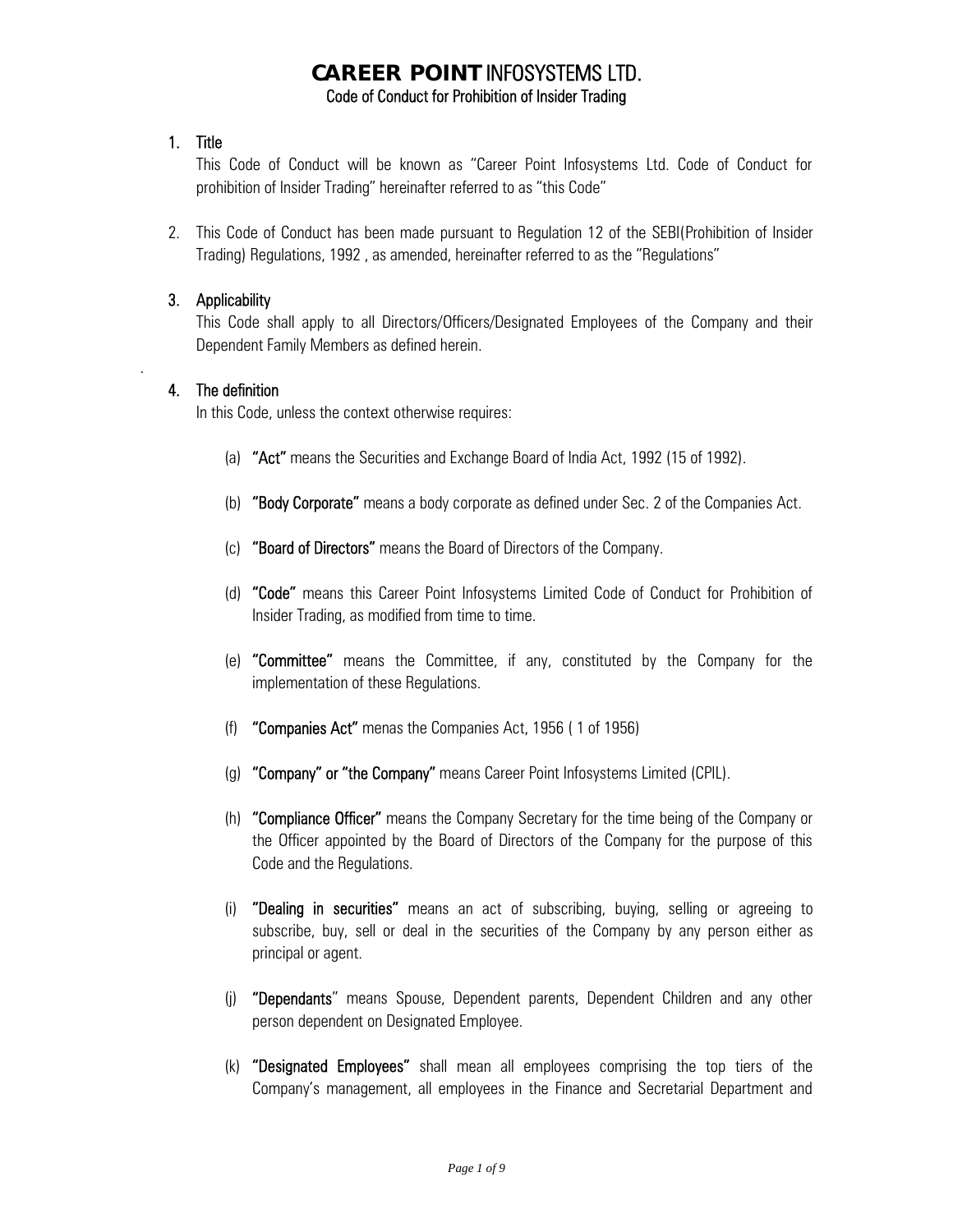# CAREER POINT INFOSYSTEMS LTD.

## Code of Conduct for Prohibition of Insider Trading

1. **Title**

   This Code of Conduct will be known as "Career Point Infosystems Ltd. Code of Conduct for prohibition of Insider Trading" hereinafter referred to as "this Code"

2. This Code of Conduct has been made pursuant to Regulation 12 of the SEBI(Prohibition of Insider Trading) Regulations, 1992 , as amended, hereinafter referred to as the "Regulations"

3. **Applicability**

   This Code shall apply to all Directors/Officers/Designated Employees of the Company and their Dependent Family Members as defined herein.

4. **The definition**

   In this Code, unless the context otherwise requires:

   (a) **"Act"** means the Securities and Exchange Board of India Act, 1992 (15 of 1992).

   (b) **"Body Corporate"** means a body corporate as defined under Sec. 2 of the Companies Act.

   (c) **"Board of Directors"** means the Board of Directors of the Company.

   (d) **"Code"** means this Career Point Infosystems Limited Code of Conduct for Prohibition of Insider Trading, as modified from time to time.

   (e) **"Committee"** means the Committee, if any, constituted by the Company for the implementation of these Regulations.

   (f) **"Companies Act"** menas the Companies Act, 1956 ( 1 of 1956)

   (g) **"Company" or "the Company"** means Career Point Infosystems Limited (CPIL).

   (h) **"Compliance Officer"** means the Company Secretary for the time being of the Company or the Officer appointed by the Board of Directors of the Company for the purpose of this Code and the Regulations.

   (i) **"Dealing in securities"** means an act of subscribing, buying, selling or agreeing to subscribe, buy, sell or deal in the securities of the Company by any person either as principal or agent.

   (j) **"Dependants"** means Spouse, Dependent parents, Dependent Children and any other person dependent on Designated Employee.

   (k) **"Designated Employees"** shall mean all employees comprising the top tiers of the Company's management, all employees in the Finance and Secretarial Department and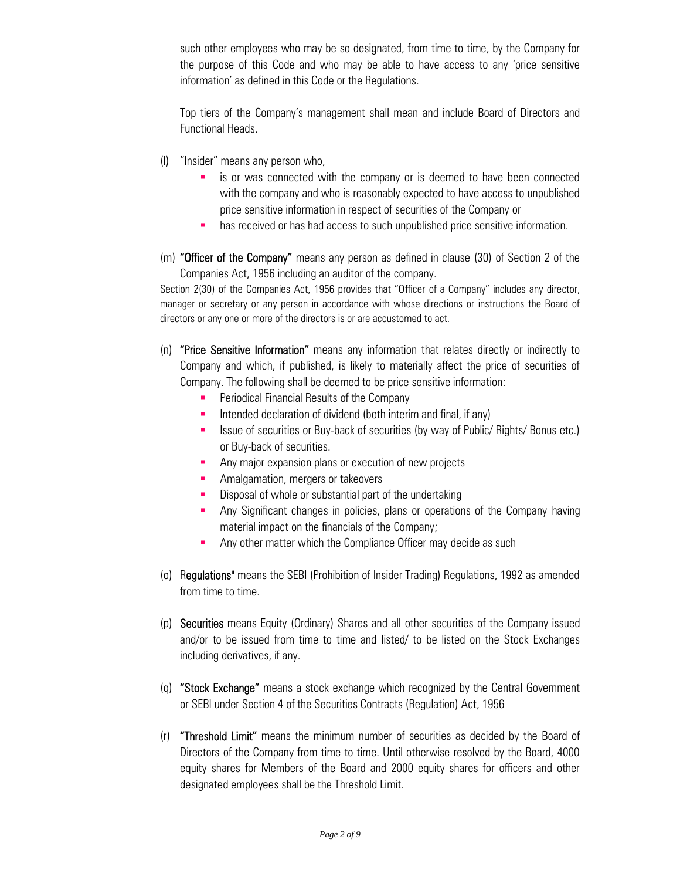such other employees who may be so designated, from time to time, by the Company for the purpose of this Code and who may be able to have access to any 'price sensitive information' as defined in this Code or the Regulations.

Top tiers of the Company's management shall mean and include Board of Directors and Functional Heads.

(l) "Insider" means any person who,
   - is or was connected with the company or is deemed to have been connected with the company and who is reasonably expected to have access to unpublished price sensitive information in respect of securities of the Company or
   - has received or has had access to such unpublished price sensitive information.

(m) **"Officer of the Company"** means any person as defined in clause (30) of Section 2 of the Companies Act, 1956 including an auditor of the company.

Section 2(30) of the Companies Act, 1956 provides that "Officer of a Company" includes any director, manager or secretary or any person in accordance with whose directions or instructions the Board of directors or any one or more of the directors is or are accustomed to act.

(n) **"Price Sensitive Information"** means any information that relates directly or indirectly to Company and which, if published, is likely to materially affect the price of securities of Company. The following shall be deemed to be price sensitive information:
   - Periodical Financial Results of the Company
   - Intended declaration of dividend (both interim and final, if any)
   - Issue of securities or Buy-back of securities (by way of Public/ Rights/ Bonus etc.) or Buy-back of securities.
   - Any major expansion plans or execution of new projects
   - Amalgamation, mergers or takeovers
   - Disposal of whole or substantial part of the undertaking
   - Any Significant changes in policies, plans or operations of the Company having material impact on the financials of the Company;
   - Any other matter which the Compliance Officer may decide as such

(o) R**egulations"** means the SEBI (Prohibition of Insider Trading) Regulations, 1992 as amended from time to time.

(p) **Securities** means Equity (Ordinary) Shares and all other securities of the Company issued and/or to be issued from time to time and listed/ to be listed on the Stock Exchanges including derivatives, if any.

(q) **"Stock Exchange"** means a stock exchange which recognized by the Central Government or SEBI under Section 4 of the Securities Contracts (Regulation) Act, 1956

(r) **"Threshold Limit"** means the minimum number of securities as decided by the Board of Directors of the Company from time to time. Until otherwise resolved by the Board, 4000 equity shares for Members of the Board and 2000 equity shares for officers and other designated employees shall be the Threshold Limit.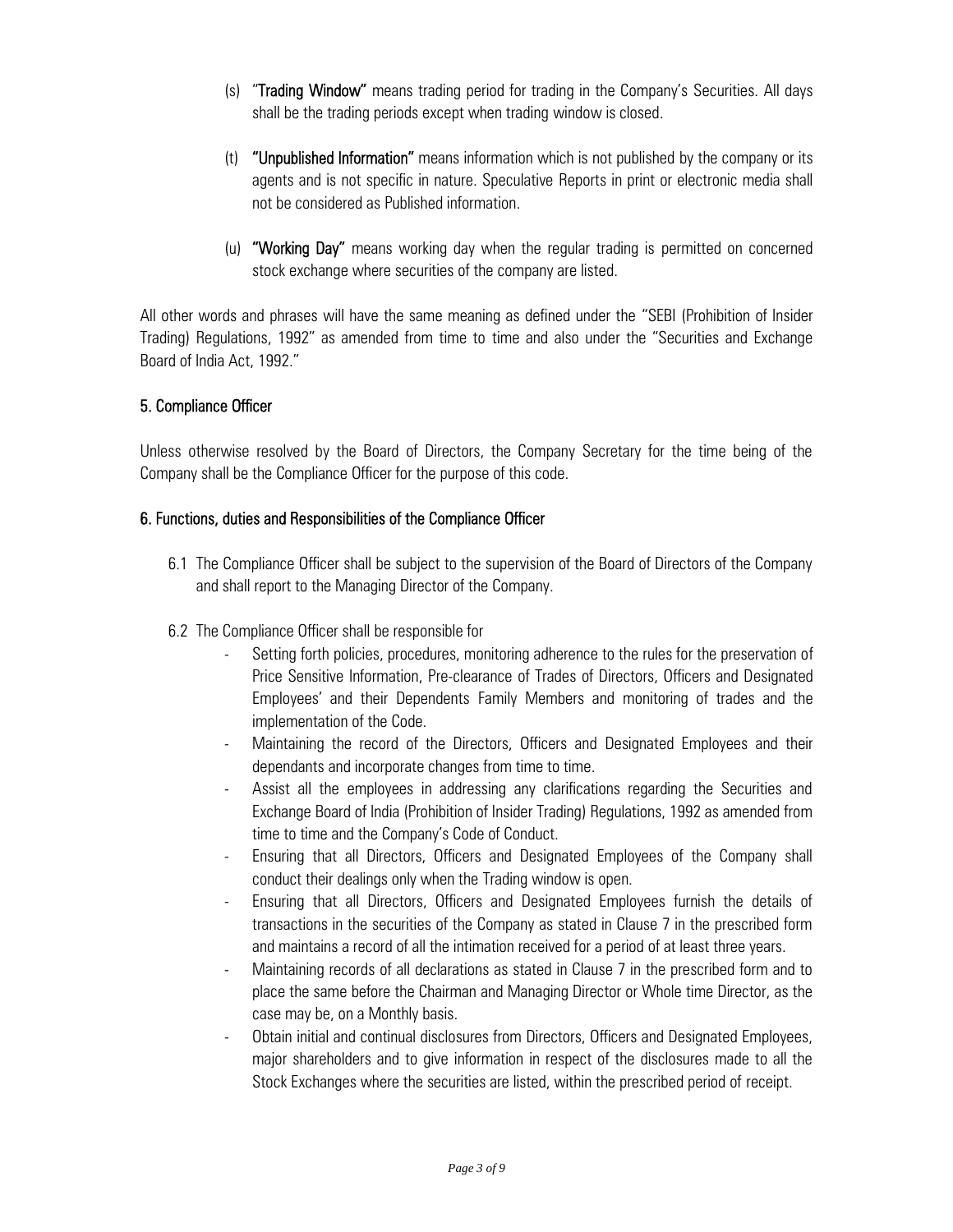(s) "**Trading Window**" means trading period for trading in the Company's Securities. All days shall be the trading periods except when trading window is closed.

(t) **"Unpublished Information"** means information which is not published by the company or its agents and is not specific in nature. Speculative Reports in print or electronic media shall not be considered as Published information.

(u) **"Working Day"** means working day when the regular trading is permitted on concerned stock exchange where securities of the company are listed.

All other words and phrases will have the same meaning as defined under the "SEBI (Prohibition of Insider Trading) Regulations, 1992" as amended from time to time and also under the "Securities and Exchange Board of India Act, 1992."

## 5. Compliance Officer

Unless otherwise resolved by the Board of Directors, the Company Secretary for the time being of the Company shall be the Compliance Officer for the purpose of this code.

## 6. Functions, duties and Responsibilities of the Compliance Officer

6.1 The Compliance Officer shall be subject to the supervision of the Board of Directors of the Company and shall report to the Managing Director of the Company.

6.2 The Compliance Officer shall be responsible for

- Setting forth policies, procedures, monitoring adherence to the rules for the preservation of Price Sensitive Information, Pre-clearance of Trades of Directors, Officers and Designated Employees' and their Dependents Family Members and monitoring of trades and the implementation of the Code.
- Maintaining the record of the Directors, Officers and Designated Employees and their dependants and incorporate changes from time to time.
- Assist all the employees in addressing any clarifications regarding the Securities and Exchange Board of India (Prohibition of Insider Trading) Regulations, 1992 as amended from time to time and the Company's Code of Conduct.
- Ensuring that all Directors, Officers and Designated Employees of the Company shall conduct their dealings only when the Trading window is open.
- Ensuring that all Directors, Officers and Designated Employees furnish the details of transactions in the securities of the Company as stated in Clause 7 in the prescribed form and maintains a record of all the intimation received for a period of at least three years.
- Maintaining records of all declarations as stated in Clause 7 in the prescribed form and to place the same before the Chairman and Managing Director or Whole time Director, as the case may be, on a Monthly basis.
- Obtain initial and continual disclosures from Directors, Officers and Designated Employees, major shareholders and to give information in respect of the disclosures made to all the Stock Exchanges where the securities are listed, within the prescribed period of receipt.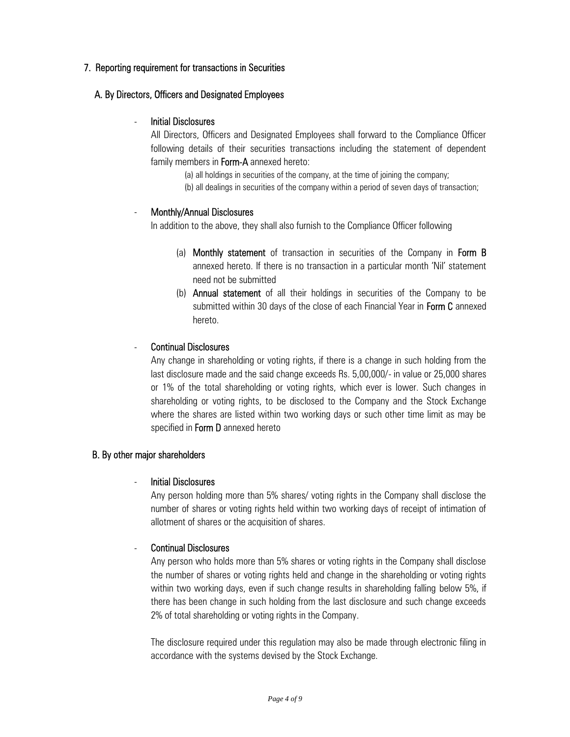## 7. Reporting requirement for transactions in Securities

### A. By Directors, Officers and Designated Employees

- **Initial Disclosures**

  All Directors, Officers and Designated Employees shall forward to the Compliance Officer following details of their securities transactions including the statement of dependent family members in **Form-A** annexed hereto:

  (a) all holdings in securities of the company, at the time of joining the company;

  (b) all dealings in securities of the company within a period of seven days of transaction;

- **Monthly/Annual Disclosures**

  In addition to the above, they shall also furnish to the Compliance Officer following

  (a) **Monthly statement** of transaction in securities of the Company in **Form B** annexed hereto. If there is no transaction in a particular month 'Nil' statement need not be submitted

  (b) **Annual statement** of all their holdings in securities of the Company to be submitted within 30 days of the close of each Financial Year in **Form C** annexed hereto.

- **Continual Disclosures**

  Any change in shareholding or voting rights, if there is a change in such holding from the last disclosure made and the said change exceeds Rs. 5,00,000/- in value or 25,000 shares or 1% of the total shareholding or voting rights, which ever is lower. Such changes in shareholding or voting rights, to be disclosed to the Company and the Stock Exchange where the shares are listed within two working days or such other time limit as may be specified in **Form D** annexed hereto

### B. By other major shareholders

- **Initial Disclosures**

  Any person holding more than 5% shares/ voting rights in the Company shall disclose the number of shares or voting rights held within two working days of receipt of intimation of allotment of shares or the acquisition of shares.

- **Continual Disclosures**

  Any person who holds more than 5% shares or voting rights in the Company shall disclose the number of shares or voting rights held and change in the shareholding or voting rights within two working days, even if such change results in shareholding falling below 5%, if there has been change in such holding from the last disclosure and such change exceeds 2% of total shareholding or voting rights in the Company.

  The disclosure required under this regulation may also be made through electronic filing in accordance with the systems devised by the Stock Exchange.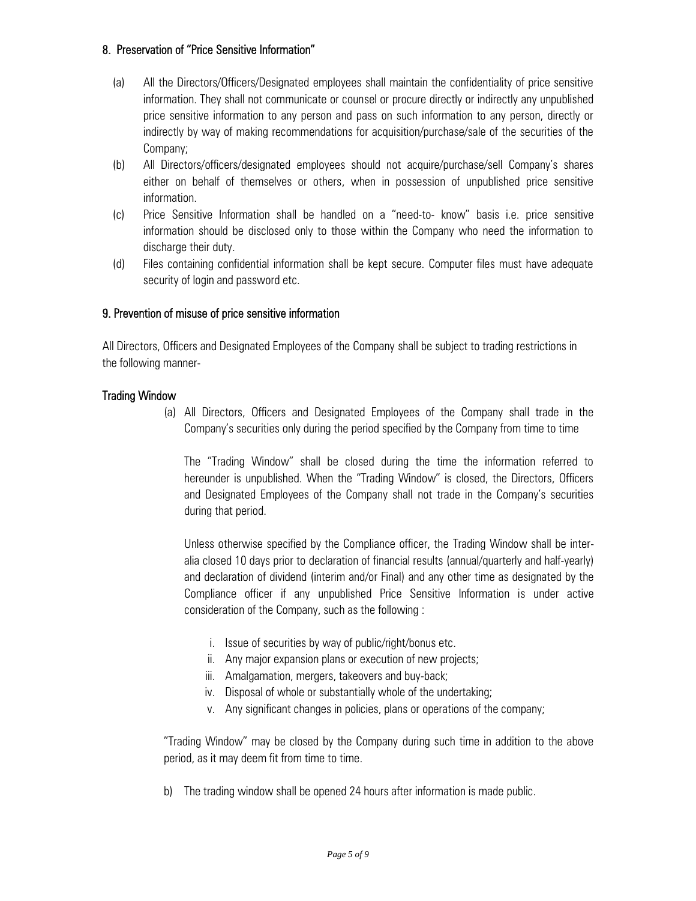## 8. Preservation of "Price Sensitive Information"

(a) All the Directors/Officers/Designated employees shall maintain the confidentiality of price sensitive information. They shall not communicate or counsel or procure directly or indirectly any unpublished price sensitive information to any person and pass on such information to any person, directly or indirectly by way of making recommendations for acquisition/purchase/sale of the securities of the Company;

(b) All Directors/officers/designated employees should not acquire/purchase/sell Company's shares either on behalf of themselves or others, when in possession of unpublished price sensitive information.

(c) Price Sensitive Information shall be handled on a "need-to- know" basis i.e. price sensitive information should be disclosed only to those within the Company who need the information to discharge their duty.

(d) Files containing confidential information shall be kept secure. Computer files must have adequate security of login and password etc.

## 9. Prevention of misuse of price sensitive information

All Directors, Officers and Designated Employees of the Company shall be subject to trading restrictions in the following manner-

### Trading Window

(a) All Directors, Officers and Designated Employees of the Company shall trade in the Company's securities only during the period specified by the Company from time to time

The "Trading Window" shall be closed during the time the information referred to hereunder is unpublished. When the "Trading Window" is closed, the Directors, Officers and Designated Employees of the Company shall not trade in the Company's securities during that period.

Unless otherwise specified by the Compliance officer, the Trading Window shall be inter-alia closed 10 days prior to declaration of financial results (annual/quarterly and half-yearly) and declaration of dividend (interim and/or Final) and any other time as designated by the Compliance officer if any unpublished Price Sensitive Information is under active consideration of the Company, such as the following :

i. Issue of securities by way of public/right/bonus etc.
ii. Any major expansion plans or execution of new projects;
iii. Amalgamation, mergers, takeovers and buy-back;
iv. Disposal of whole or substantially whole of the undertaking;
v. Any significant changes in policies, plans or operations of the company;

"Trading Window" may be closed by the Company during such time in addition to the above period, as it may deem fit from time to time.

b) The trading window shall be opened 24 hours after information is made public.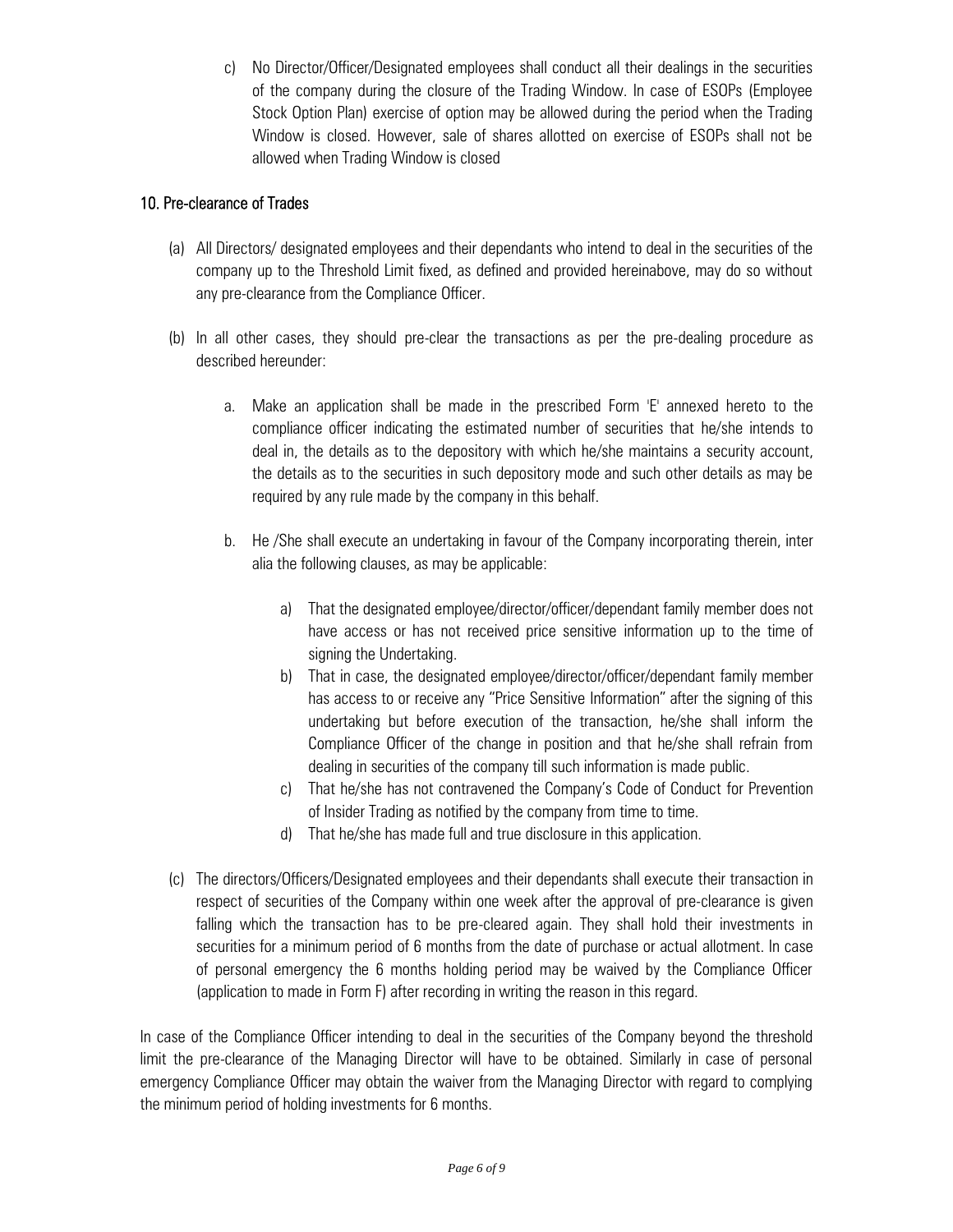c) No Director/Officer/Designated employees shall conduct all their dealings in the securities of the company during the closure of the Trading Window. In case of ESOPs (Employee Stock Option Plan) exercise of option may be allowed during the period when the Trading Window is closed. However, sale of shares allotted on exercise of ESOPs shall not be allowed when Trading Window is closed

## 10. Pre-clearance of Trades

(a) All Directors/ designated employees and their dependants who intend to deal in the securities of the company up to the Threshold Limit fixed, as defined and provided hereinabove, may do so without any pre-clearance from the Compliance Officer.

(b) In all other cases, they should pre-clear the transactions as per the pre-dealing procedure as described hereunder:

a. Make an application shall be made in the prescribed Form 'E' annexed hereto to the compliance officer indicating the estimated number of securities that he/she intends to deal in, the details as to the depository with which he/she maintains a security account, the details as to the securities in such depository mode and such other details as may be required by any rule made by the company in this behalf.

b. He /She shall execute an undertaking in favour of the Company incorporating therein, inter alia the following clauses, as may be applicable:

a) That the designated employee/director/officer/dependant family member does not have access or has not received price sensitive information up to the time of signing the Undertaking.

b) That in case, the designated employee/director/officer/dependant family member has access to or receive any "Price Sensitive Information" after the signing of this undertaking but before execution of the transaction, he/she shall inform the Compliance Officer of the change in position and that he/she shall refrain from dealing in securities of the company till such information is made public.

c) That he/she has not contravened the Company's Code of Conduct for Prevention of Insider Trading as notified by the company from time to time.

d) That he/she has made full and true disclosure in this application.

(c) The directors/Officers/Designated employees and their dependants shall execute their transaction in respect of securities of the Company within one week after the approval of pre-clearance is given falling which the transaction has to be pre-cleared again. They shall hold their investments in securities for a minimum period of 6 months from the date of purchase or actual allotment. In case of personal emergency the 6 months holding period may be waived by the Compliance Officer (application to made in Form F) after recording in writing the reason in this regard.

In case of the Compliance Officer intending to deal in the securities of the Company beyond the threshold limit the pre-clearance of the Managing Director will have to be obtained. Similarly in case of personal emergency Compliance Officer may obtain the waiver from the Managing Director with regard to complying the minimum period of holding investments for 6 months.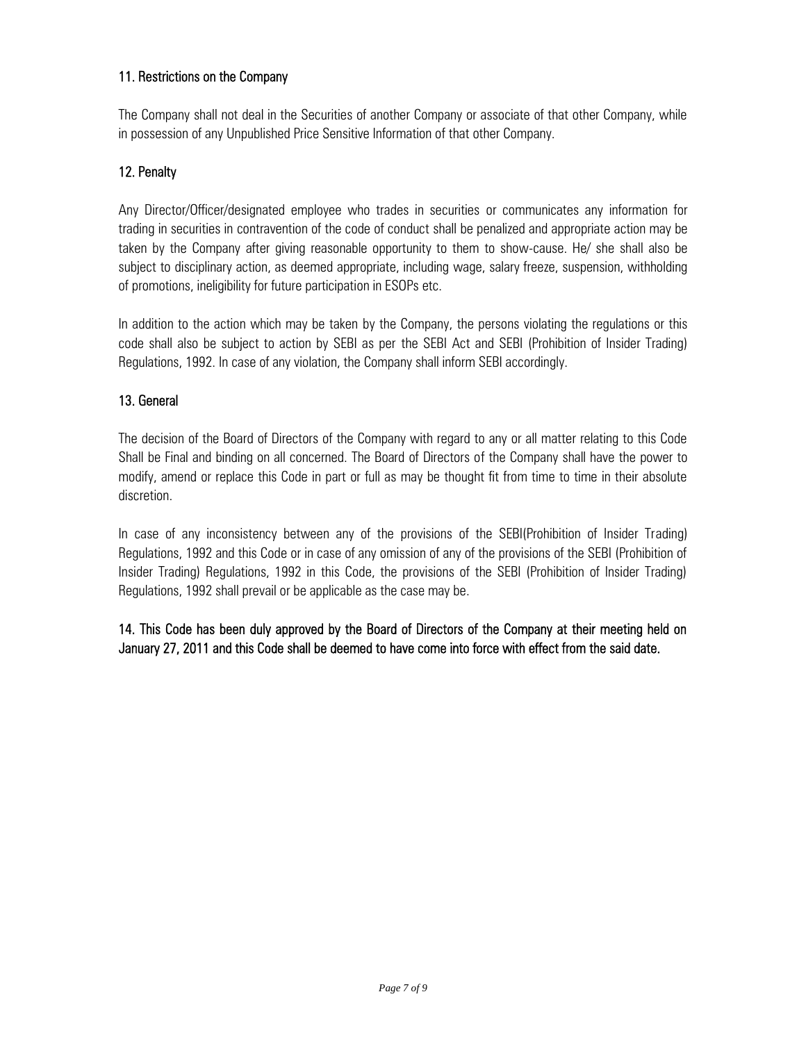## 11. Restrictions on the Company

The Company shall not deal in the Securities of another Company or associate of that other Company, while in possession of any Unpublished Price Sensitive Information of that other Company.

## 12. Penalty

Any Director/Officer/designated employee who trades in securities or communicates any information for trading in securities in contravention of the code of conduct shall be penalized and appropriate action may be taken by the Company after giving reasonable opportunity to them to show-cause. He/ she shall also be subject to disciplinary action, as deemed appropriate, including wage, salary freeze, suspension, withholding of promotions, ineligibility for future participation in ESOPs etc.

In addition to the action which may be taken by the Company, the persons violating the regulations or this code shall also be subject to action by SEBI as per the SEBI Act and SEBI (Prohibition of Insider Trading) Regulations, 1992. In case of any violation, the Company shall inform SEBI accordingly.

## 13. General

The decision of the Board of Directors of the Company with regard to any or all matter relating to this Code Shall be Final and binding on all concerned. The Board of Directors of the Company shall have the power to modify, amend or replace this Code in part or full as may be thought fit from time to time in their absolute discretion.

In case of any inconsistency between any of the provisions of the SEBI(Prohibition of Insider Trading) Regulations, 1992 and this Code or in case of any omission of any of the provisions of the SEBI (Prohibition of Insider Trading) Regulations, 1992 in this Code, the provisions of the SEBI (Prohibition of Insider Trading) Regulations, 1992 shall prevail or be applicable as the case may be.

**14. This Code has been duly approved by the Board of Directors of the Company at their meeting held on January 27, 2011 and this Code shall be deemed to have come into force with effect from the said date.**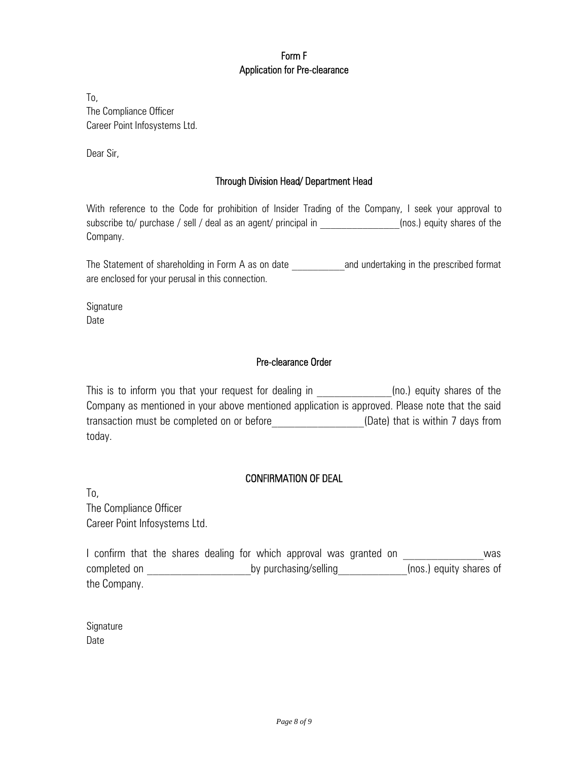## Form F
## Application for Pre-clearance

To,
The Compliance Officer
Career Point Infosystems Ltd.

Dear Sir,

### Through Division Head/ Department Head

With reference to the Code for prohibition of Insider Trading of the Company, I seek your approval to subscribe to/ purchase / sell / deal as an agent/ principal in ________________(nos.) equity shares of the Company.

The Statement of shareholding in Form A as on date ___________and undertaking in the prescribed format are enclosed for your perusal in this connection.

Signature
Date

### Pre-clearance Order

This is to inform you that your request for dealing in ______________(no.) equity shares of the Company as mentioned in your above mentioned application is approved. Please note that the said transaction must be completed on or before_________________(Date) that is within 7 days from today.

### CONFIRMATION OF DEAL

To,
The Compliance Officer
Career Point Infosystems Ltd.

I confirm that the shares dealing for which approval was granted on _______________was completed on ___________________by purchasing/selling_____________(nos.) equity shares of the Company.

Signature
Date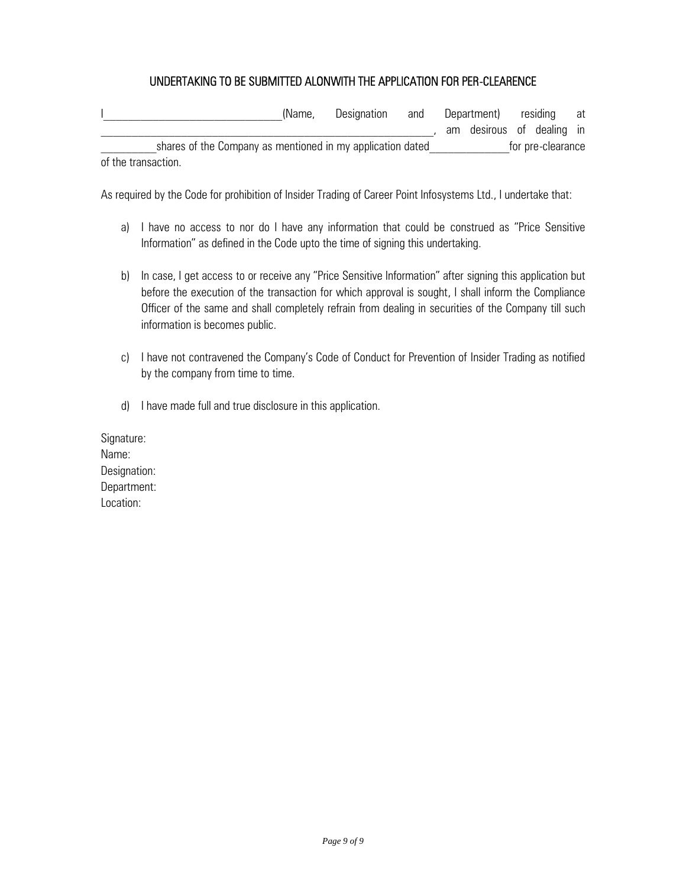## UNDERTAKING TO BE SUBMITTED ALONWITH THE APPLICATION FOR PER-CLEARENCE

I_______________________________(Name, Designation and Department) residing at ____________________________________________________________, am desirous of dealing in __________shares of the Company as mentioned in my application dated______________for pre-clearance of the transaction.

As required by the Code for prohibition of Insider Trading of Career Point Infosystems Ltd., I undertake that:

a) I have no access to nor do I have any information that could be construed as "Price Sensitive Information" as defined in the Code upto the time of signing this undertaking.

b) In case, I get access to or receive any "Price Sensitive Information" after signing this application but before the execution of the transaction for which approval is sought, I shall inform the Compliance Officer of the same and shall completely refrain from dealing in securities of the Company till such information is becomes public.

c) I have not contravened the Company's Code of Conduct for Prevention of Insider Trading as notified by the company from time to time.

d) I have made full and true disclosure in this application.

Signature:
Name:
Designation:
Department:
Location: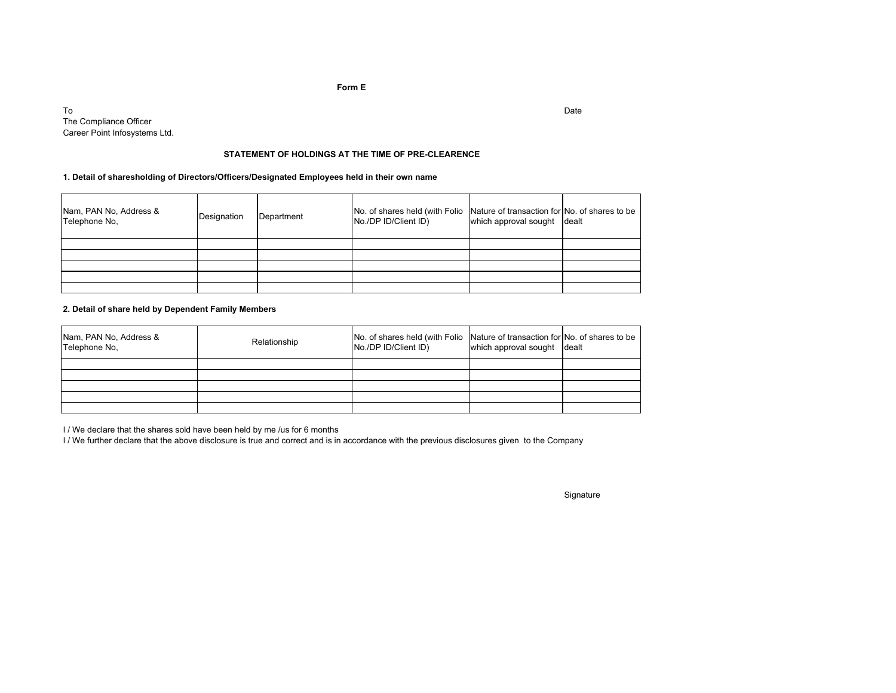**Form E**

To
The Compliance Officer
Career Point Infosystems Ltd.

Date

**STATEMENT OF HOLDINGS AT THE TIME OF PRE-CLEARENCE**

**1. Detail of sharesholding of Directors/Officers/Designated Employees held in their own name**

| Nam, PAN No, Address & Telephone No, | Designation | Department | No. of shares held (with Folio No./DP ID/Client ID) | Nature of transaction for which approval sought | No. of shares to be dealt |
|---|---|---|---|---|---|
| | | | | | |
| | | | | | |
| | | | | | |
| | | | | | |
| | | | | | |

**2. Detail of share held by Dependent Family Members**

| Nam, PAN No, Address & Telephone No, | Relationship | No. of shares held (with Folio No./DP ID/Client ID) | Nature of transaction for which approval sought | No. of shares to be dealt |
|---|---|---|---|---|
| | | | | |
| | | | | |
| | | | | |
| | | | | |
| | | | | |

I / We declare that the shares sold have been held by me /us for 6 months
I / We further declare that the above disclosure is true and correct and is in accordance with the previous disclosures given to the Company

Signature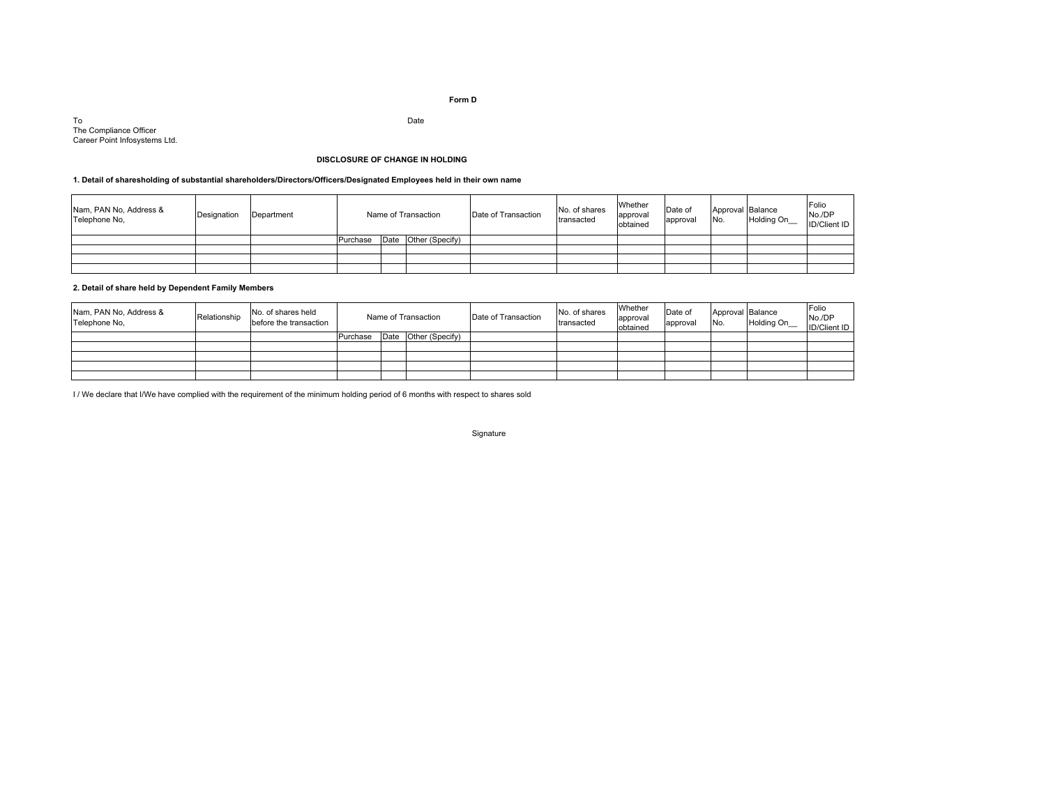**Form D**

To
The Compliance Officer
Career Point Infosystems Ltd.

Date

**DISCLOSURE OF CHANGE IN HOLDING**

**1. Detail of sharesholding of substantial shareholders/Directors/Officers/Designated Employees held in their own name**

| Nam, PAN No, Address & Telephone No, | Designation | Department | Name of Transaction | | | Date of Transaction | No. of shares transacted | Whether approval obtained | Date of approval | Approval No. | Balance Holding On__ | Folio No./DP ID/Client ID |
|---|---|---|---|---|---|---|---|---|---|---|---|---|
| | | | Purchase | Date | Other (Specify) | | | | | | | |
| | | | | | | | | | | | | |
| | | | | | | | | | | | | |
| | | | | | | | | | | | | |

**2. Detail of share held by Dependent Family Members**

| Nam, PAN No, Address & Telephone No, | Relationship | No. of shares held before the transaction | Name of Transaction | | | Date of Transaction | No. of shares transacted | Whether approval obtained | Date of approval | Approval No. | Balance Holding On__ | Folio No./DP ID/Client ID |
|---|---|---|---|---|---|---|---|---|---|---|---|---|
| | | | Purchase | Date | Other (Specify) | | | | | | | |
| | | | | | | | | | | | | |
| | | | | | | | | | | | | |
| | | | | | | | | | | | | |
| | | | | | | | | | | | | |

I / We declare that I/We have complied with the requirement of the minimum holding period of 6 months with respect to shares sold

Signature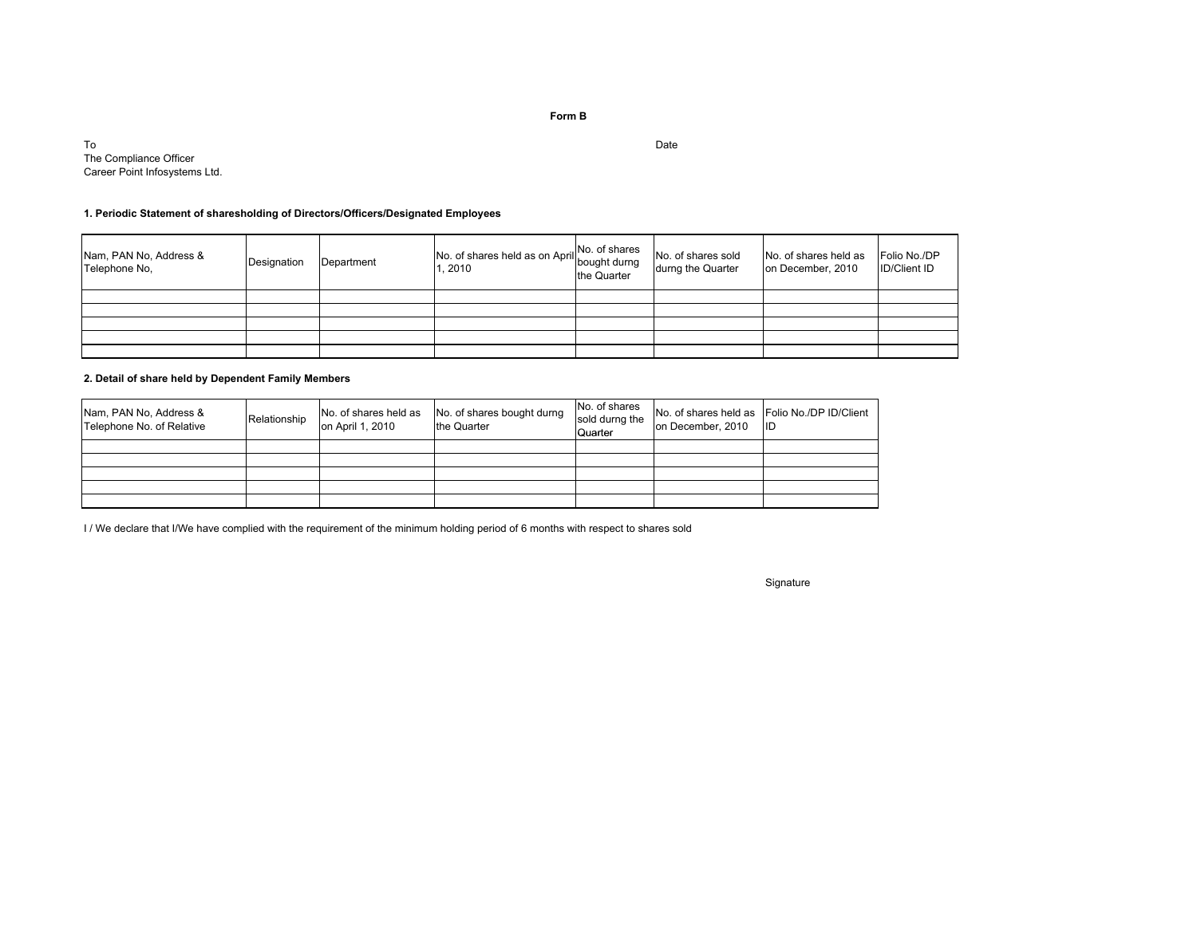# Form B

To
The Compliance Officer
Career Point Infosystems Ltd.

Date

### 1. Periodic Statement of sharesholding of Directors/Officers/Designated Employees

| Nam, PAN No, Address & Telephone No, | Designation | Department | No. of shares held as on April 1, 2010 | No. of shares bought durng the Quarter | No. of shares sold durng the Quarter | No. of shares held as on December, 2010 | Folio No./DP ID/Client ID |
|---|---|---|---|---|---|---|---|
| | | | | | | | |
| | | | | | | | |
| | | | | | | | |
| | | | | | | | |
| | | | | | | | |

### 2. Detail of share held by Dependent Family Members

| Nam, PAN No, Address & Telephone No. of Relative | Relationship | No. of shares held as on April 1, 2010 | No. of shares bought durng the Quarter | No. of shares sold durng the Quarter | No. of shares held as on December, 2010 | Folio No./DP ID/Client ID |
|---|---|---|---|---|---|---|
| | | | | | | |
| | | | | | | |
| | | | | | | |
| | | | | | | |
| | | | | | | |

I / We declare that I/We have complied with the requirement of the minimum holding period of 6 months with respect to shares sold

Signature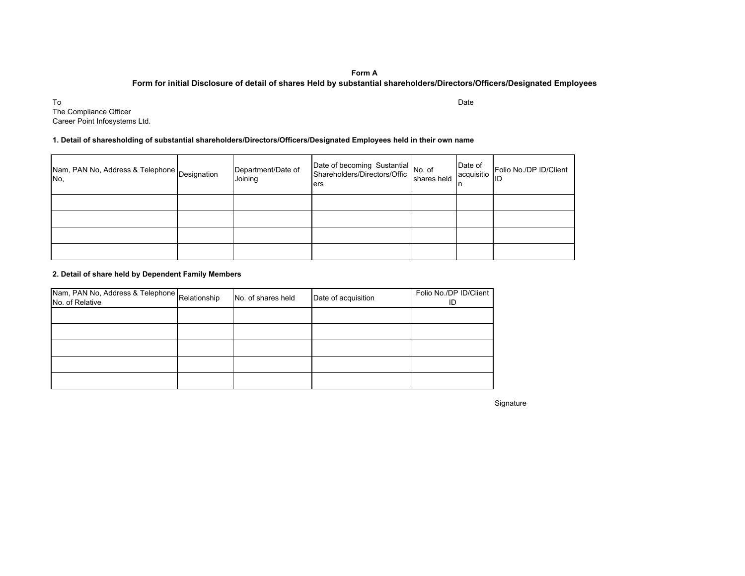**Form A**

**Form for initial Disclosure of detail of shares Held by substantial shareholders/Directors/Officers/Designated Employees**

To
The Compliance Officer
Career Point Infosystems Ltd.

Date

**1. Detail of sharesholding of substantial shareholders/Directors/Officers/Designated Employees held in their own name**

| Nam, PAN No, Address & Telephone No, | Designation | Department/Date of Joining | Date of becoming Sustantial Shareholders/Directors/Officers | No. of shares held | Date of acquisition | Folio No./DP ID/Client ID |
|---|---|---|---|---|---|---|
| | | | | | | |
| | | | | | | |
| | | | | | | |
| | | | | | | |

**2. Detail of share held by Dependent Family Members**

| Nam, PAN No, Address & Telephone No. of Relative | Relationship | No. of shares held | Date of acquisition | Folio No./DP ID/Client ID |
|---|---|---|---|---|
| | | | | |
| | | | | |
| | | | | |
| | | | | |
| | | | | |

Signature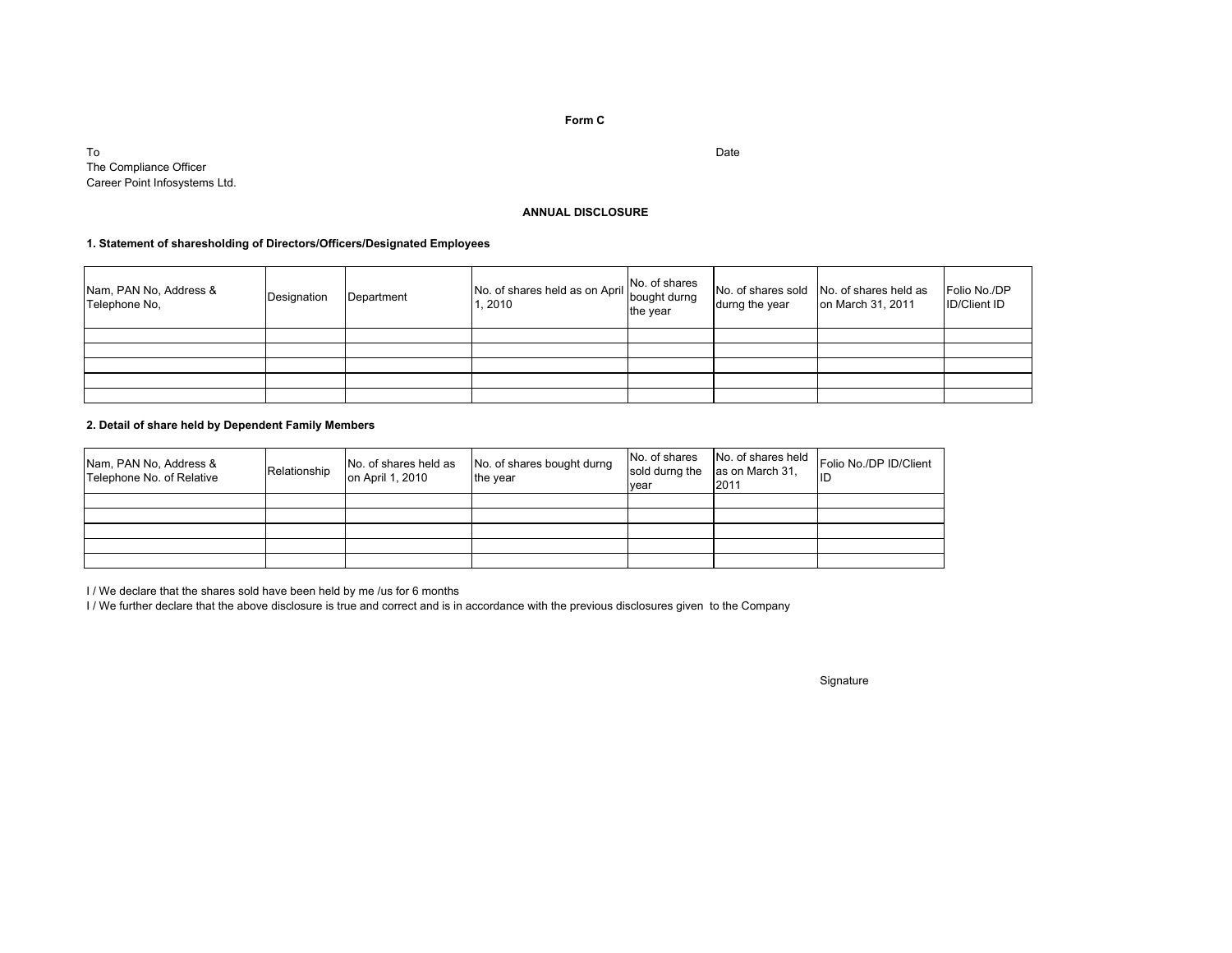**Form C**

To
The Compliance Officer
Career Point Infosystems Ltd.

Date

**ANNUAL DISCLOSURE**

**1. Statement of sharesholding of Directors/Officers/Designated Employees**

| Nam, PAN No, Address & Telephone No, | Designation | Department | No. of shares held as on April 1, 2010 | No. of shares bought durng the year | No. of shares sold durng the year | No. of shares held as on March 31, 2011 | Folio No./DP ID/Client ID |
|---|---|---|---|---|---|---|---|
| | | | | | | | |
| | | | | | | | |
| | | | | | | | |
| | | | | | | | |
| | | | | | | | |

**2. Detail of share held by Dependent Family Members**

| Nam, PAN No, Address & Telephone No. of Relative | Relationship | No. of shares held as on April 1, 2010 | No. of shares bought durng the year | No. of shares sold durng the year | No. of shares held as on March 31, 2011 | Folio No./DP ID/Client ID |
|---|---|---|---|---|---|---|
| | | | | | | |
| | | | | | | |
| | | | | | | |
| | | | | | | |
| | | | | | | |

I / We declare that the shares sold have been held by me /us for 6 months
I / We further declare that the above disclosure is true and correct and is in accordance with the previous disclosures given to the Company

Signature